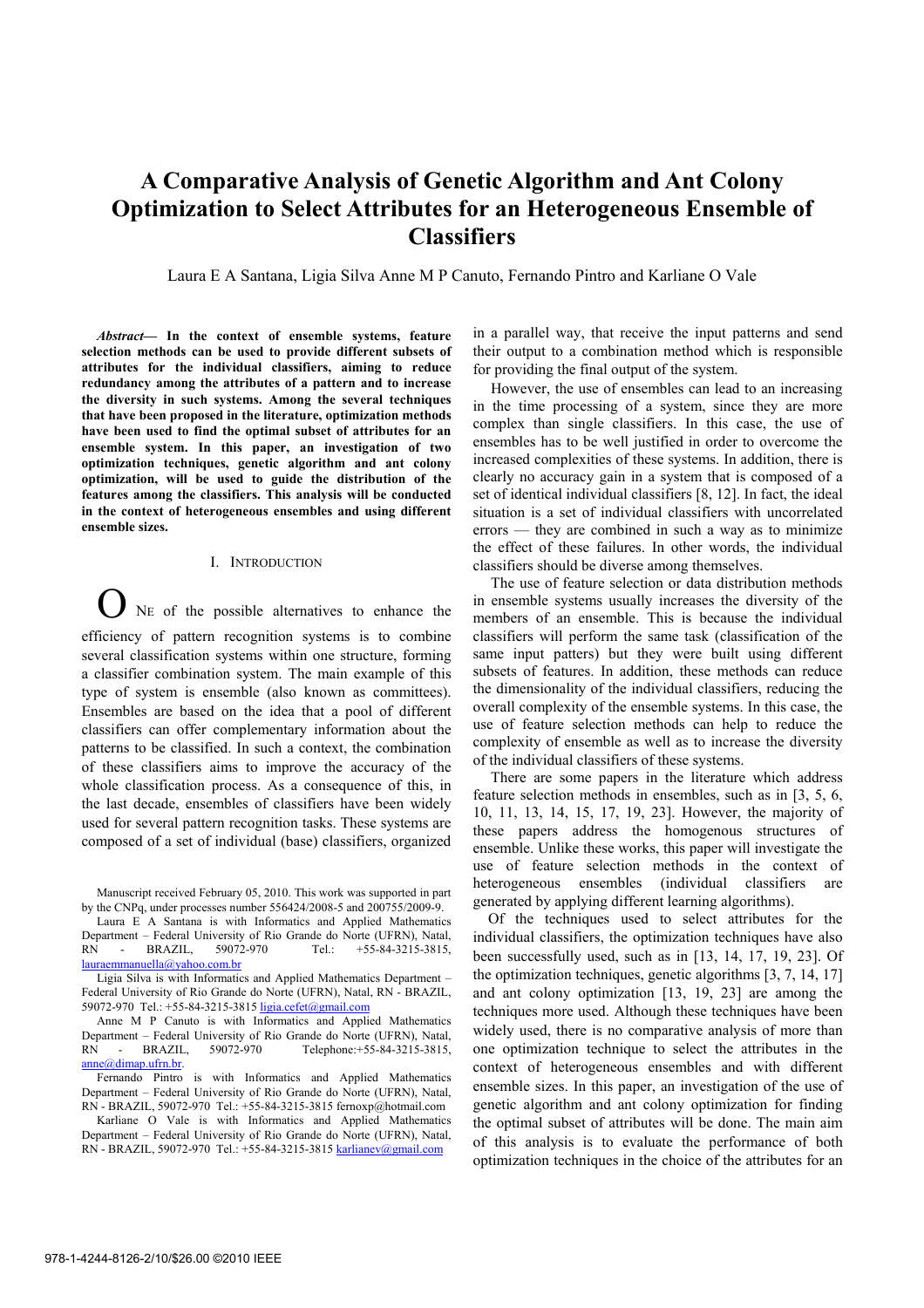# A Comparative Analysis of Genetic Algorithm and Ant Colony Optimization to Select Attributes for an Heterogeneous Ensemble of Classifiers

Laura E A Santana, Ligia Silva Anne M P Canuto, Fernando Pintro and Karliane O Vale

***Abstract*— In the context of ensemble systems, feature selection methods can be used to provide different subsets of attributes for the individual classifiers, aiming to reduce redundancy among the attributes of a pattern and to increase the diversity in such systems. Among the several techniques that have been proposed in the literature, optimization methods have been used to find the optimal subset of attributes for an ensemble system. In this paper, an investigation of two optimization techniques, genetic algorithm and ant colony optimization, will be used to guide the distribution of the features among the classifiers. This analysis will be conducted in the context of heterogeneous ensembles and using different ensemble sizes.**

## I. Introduction

One of the possible alternatives to enhance the efficiency of pattern recognition systems is to combine several classification systems within one structure, forming a classifier combination system. The main example of this type of system is ensemble (also known as committees). Ensembles are based on the idea that a pool of different classifiers can offer complementary information about the patterns to be classified. In such a context, the combination of these classifiers aims to improve the accuracy of the whole classification process. As a consequence of this, in the last decade, ensembles of classifiers have been widely used for several pattern recognition tasks. These systems are composed of a set of individual (base) classifiers, organized in a parallel way, that receive the input patterns and send their output to a combination method which is responsible for providing the final output of the system.

However, the use of ensembles can lead to an increasing in the time processing of a system, since they are more complex than single classifiers. In this case, the use of ensembles has to be well justified in order to overcome the increased complexities of these systems. In addition, there is clearly no accuracy gain in a system that is composed of a set of identical individual classifiers [8, 12]. In fact, the ideal situation is a set of individual classifiers with uncorrelated errors — they are combined in such a way as to minimize the effect of these failures. In other words, the individual classifiers should be diverse among themselves.

The use of feature selection or data distribution methods in ensemble systems usually increases the diversity of the members of an ensemble. This is because the individual classifiers will perform the same task (classification of the same input patters) but they were built using different subsets of features. In addition, these methods can reduce the dimensionality of the individual classifiers, reducing the overall complexity of the ensemble systems. In this case, the use of feature selection methods can help to reduce the complexity of ensemble as well as to increase the diversity of the individual classifiers of these systems.

There are some papers in the literature which address feature selection methods in ensembles, such as in [3, 5, 6, 10, 11, 13, 14, 15, 17, 19, 23]. However, the majority of these papers address the homogenous structures of ensemble. Unlike these works, this paper will investigate the use of feature selection methods in the context of heterogeneous ensembles (individual classifiers are generated by applying different learning algorithms).

Of the techniques used to select attributes for the individual classifiers, the optimization techniques have also been successfully used, such as in [13, 14, 17, 19, 23]. Of the optimization techniques, genetic algorithms [3, 7, 14, 17] and ant colony optimization [13, 19, 23] are among the techniques more used. Although these techniques have been widely used, there is no comparative analysis of more than one optimization technique to select the attributes in the context of heterogeneous ensembles and with different ensemble sizes. In this paper, an investigation of the use of genetic algorithm and ant colony optimization for finding the optimal subset of attributes will be done. The main aim of this analysis is to evaluate the performance of both optimization techniques in the choice of the attributes for an

Manuscript received February 05, 2010. This work was supported in part by the CNPq, under processes number 556424/2008-5 and 200755/2009-9.

Laura E A Santana is with Informatics and Applied Mathematics Department – Federal University of Rio Grande do Norte (UFRN), Natal, RN - BRAZIL, 59072-970 Tel.: +55-84-3215-3815, lauraemmanuella@yahoo.com.br

Ligia Silva is with Informatics and Applied Mathematics Department – Federal University of Rio Grande do Norte (UFRN), Natal, RN - BRAZIL, 59072-970 Tel.: +55-84-3215-3815 ligia.cefet@gmail.com

Anne M P Canuto is with Informatics and Applied Mathematics Department – Federal University of Rio Grande do Norte (UFRN), Natal, RN - BRAZIL, 59072-970 Telephone:+55-84-3215-3815, anne@dimap.ufrn.br.

Fernando Pintro is with Informatics and Applied Mathematics Department – Federal University of Rio Grande do Norte (UFRN), Natal, RN - BRAZIL, 59072-970 Tel.: +55-84-3215-3815 fernoxp@hotmail.com

Karliane O Vale is with Informatics and Applied Mathematics Department – Federal University of Rio Grande do Norte (UFRN), Natal, RN - BRAZIL, 59072-970 Tel.: +55-84-3215-3815 karlianev@gmail.com

978-1-4244-8126-2/10/$26.00 ©2010 IEEE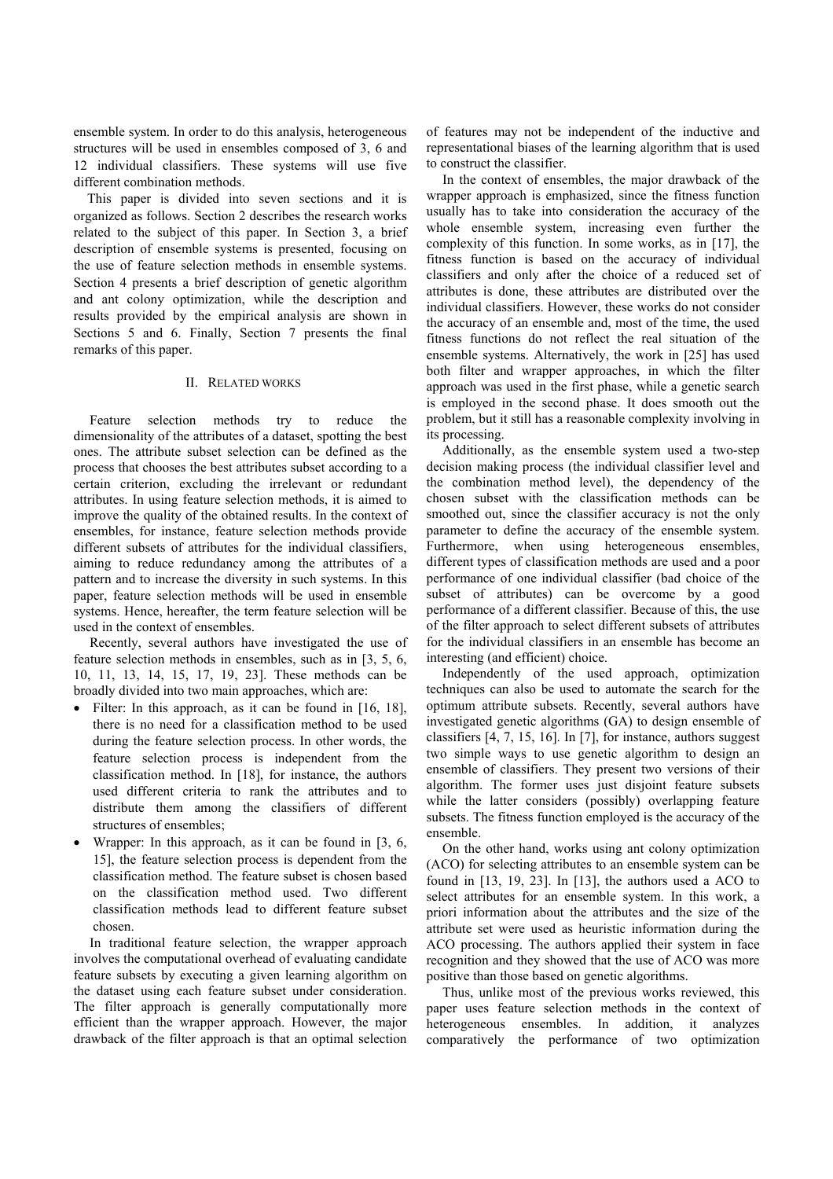ensemble system. In order to do this analysis, heterogeneous structures will be used in ensembles composed of 3, 6 and 12 individual classifiers. These systems will use five different combination methods.

This paper is divided into seven sections and it is organized as follows. Section 2 describes the research works related to the subject of this paper. In Section 3, a brief description of ensemble systems is presented, focusing on the use of feature selection methods in ensemble systems. Section 4 presents a brief description of genetic algorithm and ant colony optimization, while the description and results provided by the empirical analysis are shown in Sections 5 and 6. Finally, Section 7 presents the final remarks of this paper.

## II. Related works

Feature selection methods try to reduce the dimensionality of the attributes of a dataset, spotting the best ones. The attribute subset selection can be defined as the process that chooses the best attributes subset according to a certain criterion, excluding the irrelevant or redundant attributes. In using feature selection methods, it is aimed to improve the quality of the obtained results. In the context of ensembles, for instance, feature selection methods provide different subsets of attributes for the individual classifiers, aiming to reduce redundancy among the attributes of a pattern and to increase the diversity in such systems. In this paper, feature selection methods will be used in ensemble systems. Hence, hereafter, the term feature selection will be used in the context of ensembles.

Recently, several authors have investigated the use of feature selection methods in ensembles, such as in [3, 5, 6, 10, 11, 13, 14, 15, 17, 19, 23]. These methods can be broadly divided into two main approaches, which are:

- Filter: In this approach, as it can be found in [16, 18], there is no need for a classification method to be used during the feature selection process. In other words, the feature selection process is independent from the classification method. In [18], for instance, the authors used different criteria to rank the attributes and to distribute them among the classifiers of different structures of ensembles;
- Wrapper: In this approach, as it can be found in [3, 6, 15], the feature selection process is dependent from the classification method. The feature subset is chosen based on the classification method used. Two different classification methods lead to different feature subset chosen.

In traditional feature selection, the wrapper approach involves the computational overhead of evaluating candidate feature subsets by executing a given learning algorithm on the dataset using each feature subset under consideration. The filter approach is generally computationally more efficient than the wrapper approach. However, the major drawback of the filter approach is that an optimal selection of features may not be independent of the inductive and representational biases of the learning algorithm that is used to construct the classifier.

In the context of ensembles, the major drawback of the wrapper approach is emphasized, since the fitness function usually has to take into consideration the accuracy of the whole ensemble system, increasing even further the complexity of this function. In some works, as in [17], the fitness function is based on the accuracy of individual classifiers and only after the choice of a reduced set of attributes is done, these attributes are distributed over the individual classifiers. However, these works do not consider the accuracy of an ensemble and, most of the time, the used fitness functions do not reflect the real situation of the ensemble systems. Alternatively, the work in [25] has used both filter and wrapper approaches, in which the filter approach was used in the first phase, while a genetic search is employed in the second phase. It does smooth out the problem, but it still has a reasonable complexity involving in its processing.

Additionally, as the ensemble system used a two-step decision making process (the individual classifier level and the combination method level), the dependency of the chosen subset with the classification methods can be smoothed out, since the classifier accuracy is not the only parameter to define the accuracy of the ensemble system. Furthermore, when using heterogeneous ensembles, different types of classification methods are used and a poor performance of one individual classifier (bad choice of the subset of attributes) can be overcome by a good performance of a different classifier. Because of this, the use of the filter approach to select different subsets of attributes for the individual classifiers in an ensemble has become an interesting (and efficient) choice.

Independently of the used approach, optimization techniques can also be used to automate the search for the optimum attribute subsets. Recently, several authors have investigated genetic algorithms (GA) to design ensemble of classifiers [4, 7, 15, 16]. In [7], for instance, authors suggest two simple ways to use genetic algorithm to design an ensemble of classifiers. They present two versions of their algorithm. The former uses just disjoint feature subsets while the latter considers (possibly) overlapping feature subsets. The fitness function employed is the accuracy of the ensemble.

On the other hand, works using ant colony optimization (ACO) for selecting attributes to an ensemble system can be found in [13, 19, 23]. In [13], the authors used a ACO to select attributes for an ensemble system. In this work, a priori information about the attributes and the size of the attribute set were used as heuristic information during the ACO processing. The authors applied their system in face recognition and they showed that the use of ACO was more positive than those based on genetic algorithms.

Thus, unlike most of the previous works reviewed, this paper uses feature selection methods in the context of heterogeneous ensembles. In addition, it analyzes comparatively the performance of two optimization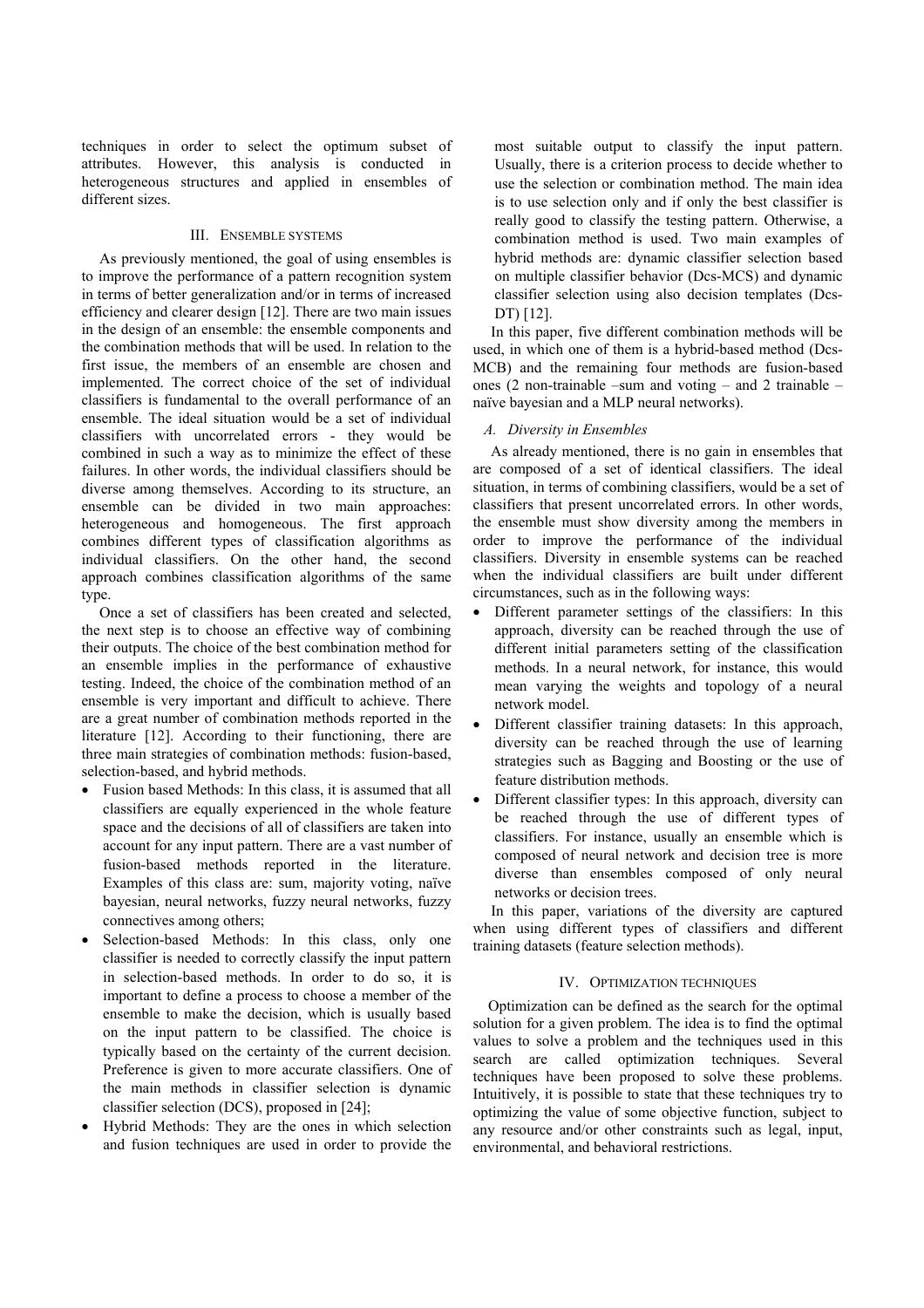techniques in order to select the optimum subset of attributes. However, this analysis is conducted in heterogeneous structures and applied in ensembles of different sizes.

## III. Ensemble systems

As previously mentioned, the goal of using ensembles is to improve the performance of a pattern recognition system in terms of better generalization and/or in terms of increased efficiency and clearer design [12]. There are two main issues in the design of an ensemble: the ensemble components and the combination methods that will be used. In relation to the first issue, the members of an ensemble are chosen and implemented. The correct choice of the set of individual classifiers is fundamental to the overall performance of an ensemble. The ideal situation would be a set of individual classifiers with uncorrelated errors - they would be combined in such a way as to minimize the effect of these failures. In other words, the individual classifiers should be diverse among themselves. According to its structure, an ensemble can be divided in two main approaches: heterogeneous and homogeneous. The first approach combines different types of classification algorithms as individual classifiers. On the other hand, the second approach combines classification algorithms of the same type.

Once a set of classifiers has been created and selected, the next step is to choose an effective way of combining their outputs. The choice of the best combination method for an ensemble implies in the performance of exhaustive testing. Indeed, the choice of the combination method of an ensemble is very important and difficult to achieve. There are a great number of combination methods reported in the literature [12]. According to their functioning, there are three main strategies of combination methods: fusion-based, selection-based, and hybrid methods.

- Fusion based Methods: In this class, it is assumed that all classifiers are equally experienced in the whole feature space and the decisions of all of classifiers are taken into account for any input pattern. There are a vast number of fusion-based methods reported in the literature. Examples of this class are: sum, majority voting, naïve bayesian, neural networks, fuzzy neural networks, fuzzy connectives among others;
- Selection-based Methods: In this class, only one classifier is needed to correctly classify the input pattern in selection-based methods. In order to do so, it is important to define a process to choose a member of the ensemble to make the decision, which is usually based on the input pattern to be classified. The choice is typically based on the certainty of the current decision. Preference is given to more accurate classifiers. One of the main methods in classifier selection is dynamic classifier selection (DCS), proposed in [24];
- Hybrid Methods: They are the ones in which selection and fusion techniques are used in order to provide the most suitable output to classify the input pattern. Usually, there is a criterion process to decide whether to use the selection or combination method. The main idea is to use selection only and if only the best classifier is really good to classify the testing pattern. Otherwise, a combination method is used. Two main examples of hybrid methods are: dynamic classifier selection based on multiple classifier behavior (Dcs-MCS) and dynamic classifier selection using also decision templates (Dcs-DT) [12].

In this paper, five different combination methods will be used, in which one of them is a hybrid-based method (Dcs-MCB) and the remaining four methods are fusion-based ones (2 non-trainable –sum and voting – and 2 trainable – naïve bayesian and a MLP neural networks).

### A. Diversity in Ensembles

As already mentioned, there is no gain in ensembles that are composed of a set of identical classifiers. The ideal situation, in terms of combining classifiers, would be a set of classifiers that present uncorrelated errors. In other words, the ensemble must show diversity among the members in order to improve the performance of the individual classifiers. Diversity in ensemble systems can be reached when the individual classifiers are built under different circumstances, such as in the following ways:

- Different parameter settings of the classifiers: In this approach, diversity can be reached through the use of different initial parameters setting of the classification methods. In a neural network, for instance, this would mean varying the weights and topology of a neural network model.
- Different classifier training datasets: In this approach, diversity can be reached through the use of learning strategies such as Bagging and Boosting or the use of feature distribution methods.
- Different classifier types: In this approach, diversity can be reached through the use of different types of classifiers. For instance, usually an ensemble which is composed of neural network and decision tree is more diverse than ensembles composed of only neural networks or decision trees.

In this paper, variations of the diversity are captured when using different types of classifiers and different training datasets (feature selection methods).

## IV. Optimization techniques

Optimization can be defined as the search for the optimal solution for a given problem. The idea is to find the optimal values to solve a problem and the techniques used in this search are called optimization techniques. Several techniques have been proposed to solve these problems. Intuitively, it is possible to state that these techniques try to optimizing the value of some objective function, subject to any resource and/or other constraints such as legal, input, environmental, and behavioral restrictions.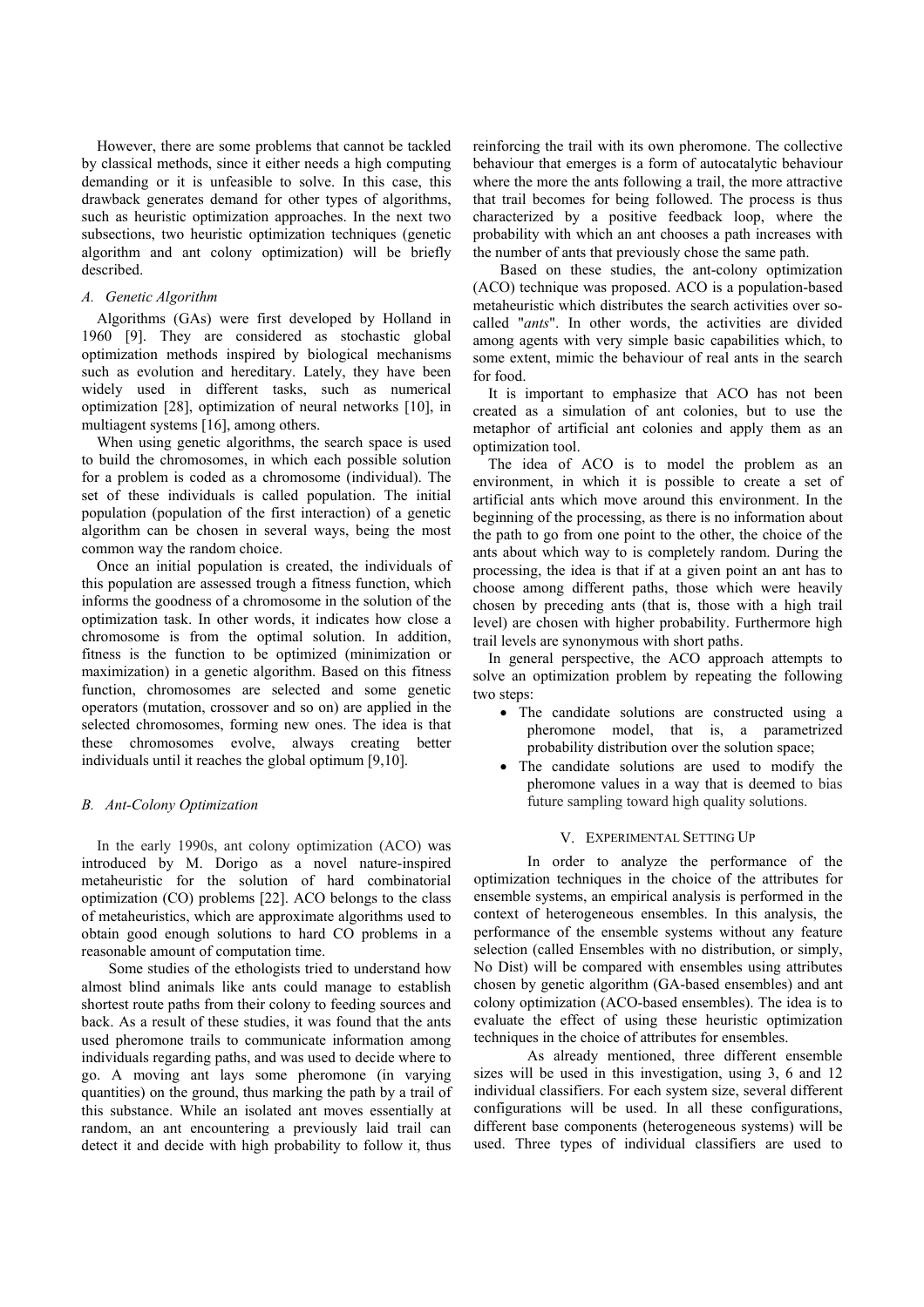However, there are some problems that cannot be tackled by classical methods, since it either needs a high computing demanding or it is unfeasible to solve. In this case, this drawback generates demand for other types of algorithms, such as heuristic optimization approaches. In the next two subsections, two heuristic optimization techniques (genetic algorithm and ant colony optimization) will be briefly described.

### *A. Genetic Algorithm*

Algorithms (GAs) were first developed by Holland in 1960 [9]. They are considered as stochastic global optimization methods inspired by biological mechanisms such as evolution and hereditary. Lately, they have been widely used in different tasks, such as numerical optimization [28], optimization of neural networks [10], in multiagent systems [16], among others.

When using genetic algorithms, the search space is used to build the chromosomes, in which each possible solution for a problem is coded as a chromosome (individual). The set of these individuals is called population. The initial population (population of the first interaction) of a genetic algorithm can be chosen in several ways, being the most common way the random choice.

Once an initial population is created, the individuals of this population are assessed trough a fitness function, which informs the goodness of a chromosome in the solution of the optimization task. In other words, it indicates how close a chromosome is from the optimal solution. In addition, fitness is the function to be optimized (minimization or maximization) in a genetic algorithm. Based on this fitness function, chromosomes are selected and some genetic operators (mutation, crossover and so on) are applied in the selected chromosomes, forming new ones. The idea is that these chromosomes evolve, always creating better individuals until it reaches the global optimum [9,10].

### *B. Ant-Colony Optimization*

In the early 1990s, ant colony optimization (ACO) was introduced by M. Dorigo as a novel nature-inspired metaheuristic for the solution of hard combinatorial optimization (CO) problems [22]. ACO belongs to the class of metaheuristics, which are approximate algorithms used to obtain good enough solutions to hard CO problems in a reasonable amount of computation time.

Some studies of the ethologists tried to understand how almost blind animals like ants could manage to establish shortest route paths from their colony to feeding sources and back. As a result of these studies, it was found that the ants used pheromone trails to communicate information among individuals regarding paths, and was used to decide where to go. A moving ant lays some pheromone (in varying quantities) on the ground, thus marking the path by a trail of this substance. While an isolated ant moves essentially at random, an ant encountering a previously laid trail can detect it and decide with high probability to follow it, thus reinforcing the trail with its own pheromone. The collective behaviour that emerges is a form of autocatalytic behaviour where the more the ants following a trail, the more attractive that trail becomes for being followed. The process is thus characterized by a positive feedback loop, where the probability with which an ant chooses a path increases with the number of ants that previously chose the same path.

Based on these studies, the ant-colony optimization (ACO) technique was proposed. ACO is a population-based metaheuristic which distributes the search activities over so-called "*ants*". In other words, the activities are divided among agents with very simple basic capabilities which, to some extent, mimic the behaviour of real ants in the search for food.

It is important to emphasize that ACO has not been created as a simulation of ant colonies, but to use the metaphor of artificial ant colonies and apply them as an optimization tool.

The idea of ACO is to model the problem as an environment, in which it is possible to create a set of artificial ants which move around this environment. In the beginning of the processing, as there is no information about the path to go from one point to the other, the choice of the ants about which way to is completely random. During the processing, the idea is that if at a given point an ant has to choose among different paths, those which were heavily chosen by preceding ants (that is, those with a high trail level) are chosen with higher probability. Furthermore high trail levels are synonymous with short paths.

In general perspective, the ACO approach attempts to solve an optimization problem by repeating the following two steps:

- The candidate solutions are constructed using a pheromone model, that is, a parametrized probability distribution over the solution space;
- The candidate solutions are used to modify the pheromone values in a way that is deemed to bias future sampling toward high quality solutions.

## V. Experimental Setting Up

In order to analyze the performance of the optimization techniques in the choice of the attributes for ensemble systems, an empirical analysis is performed in the context of heterogeneous ensembles. In this analysis, the performance of the ensemble systems without any feature selection (called Ensembles with no distribution, or simply, No Dist) will be compared with ensembles using attributes chosen by genetic algorithm (GA-based ensembles) and ant colony optimization (ACO-based ensembles). The idea is to evaluate the effect of using these heuristic optimization techniques in the choice of attributes for ensembles.

As already mentioned, three different ensemble sizes will be used in this investigation, using 3, 6 and 12 individual classifiers. For each system size, several different configurations will be used. In all these configurations, different base components (heterogeneous systems) will be used. Three types of individual classifiers are used to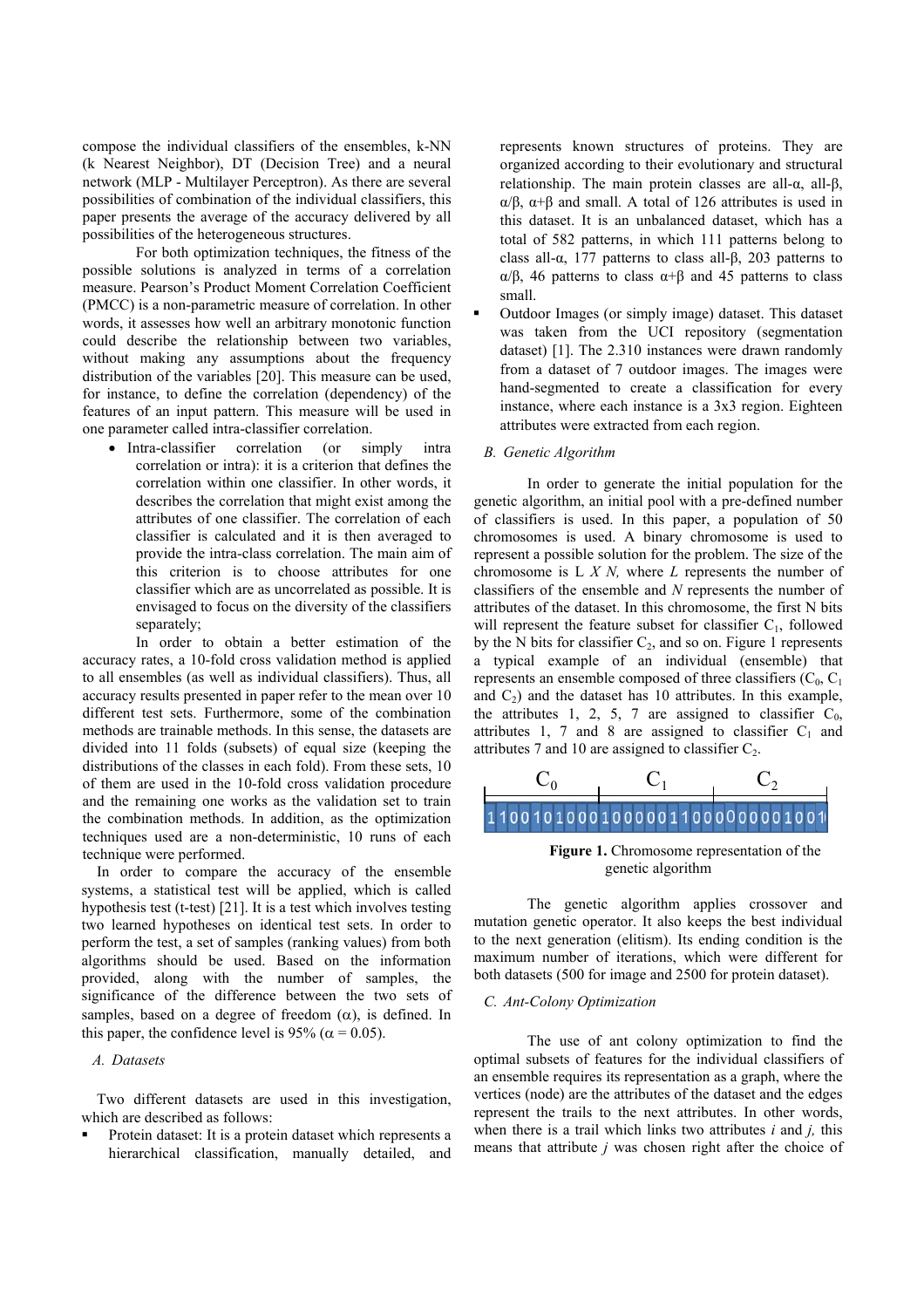compose the individual classifiers of the ensembles, k-NN (k Nearest Neighbor), DT (Decision Tree) and a neural network (MLP - Multilayer Perceptron). As there are several possibilities of combination of the individual classifiers, this paper presents the average of the accuracy delivered by all possibilities of the heterogeneous structures.

For both optimization techniques, the fitness of the possible solutions is analyzed in terms of a correlation measure. Pearson's Product Moment Correlation Coefficient (PMCC) is a non-parametric measure of correlation. In other words, it assesses how well an arbitrary monotonic function could describe the relationship between two variables, without making any assumptions about the frequency distribution of the variables [20]. This measure can be used, for instance, to define the correlation (dependency) of the features of an input pattern. This measure will be used in one parameter called intra-classifier correlation.

- Intra-classifier correlation (or simply intra correlation or intra): it is a criterion that defines the correlation within one classifier. In other words, it describes the correlation that might exist among the attributes of one classifier. The correlation of each classifier is calculated and it is then averaged to provide the intra-class correlation. The main aim of this criterion is to choose attributes for one classifier which are as uncorrelated as possible. It is envisaged to focus on the diversity of the classifiers separately;

In order to obtain a better estimation of the accuracy rates, a 10-fold cross validation method is applied to all ensembles (as well as individual classifiers). Thus, all accuracy results presented in paper refer to the mean over 10 different test sets. Furthermore, some of the combination methods are trainable methods. In this sense, the datasets are divided into 11 folds (subsets) of equal size (keeping the distributions of the classes in each fold). From these sets, 10 of them are used in the 10-fold cross validation procedure and the remaining one works as the validation set to train the combination methods. In addition, as the optimization techniques used are a non-deterministic, 10 runs of each technique were performed.

In order to compare the accuracy of the ensemble systems, a statistical test will be applied, which is called hypothesis test (t-test) [21]. It is a test which involves testing two learned hypotheses on identical test sets. In order to perform the test, a set of samples (ranking values) from both algorithms should be used. Based on the information provided, along with the number of samples, the significance of the difference between the two sets of samples, based on a degree of freedom ($\alpha$), is defined. In this paper, the confidence level is 95% ($\alpha = 0.05$).

### A. Datasets

Two different datasets are used in this investigation, which are described as follows:

- Protein dataset: It is a protein dataset which represents a hierarchical classification, manually detailed, and represents known structures of proteins. They are organized according to their evolutionary and structural relationship. The main protein classes are all-α, all-β, α/β, α+β and small. A total of 126 attributes is used in this dataset. It is an unbalanced dataset, which has a total of 582 patterns, in which 111 patterns belong to class all-α, 177 patterns to class all-β, 203 patterns to α/β, 46 patterns to class α+β and 45 patterns to class small.
- Outdoor Images (or simply image) dataset. This dataset was taken from the UCI repository (segmentation dataset) [1]. The 2.310 instances were drawn randomly from a dataset of 7 outdoor images. The images were hand-segmented to create a classification for every instance, where each instance is a 3x3 region. Eighteen attributes were extracted from each region.

### B. Genetic Algorithm

In order to generate the initial population for the genetic algorithm, an initial pool with a pre-defined number of classifiers is used. In this paper, a population of 50 chromosomes is used. A binary chromosome is used to represent a possible solution for the problem. The size of the chromosome is $L \times N$, where $L$ represents the number of classifiers of the ensemble and $N$ represents the number of attributes of the dataset. In this chromosome, the first N bits will represent the feature subset for classifier $C_1$, followed by the N bits for classifier $C_2$, and so on. Figure 1 represents a typical example of an individual (ensemble) that represents an ensemble composed of three classifiers ($C_0$, $C_1$ and $C_2$) and the dataset has 10 attributes. In this example, the attributes 1, 2, 5, 7 are assigned to classifier $C_0$, attributes 1, 7 and 8 are assigned to classifier $C_1$ and attributes 7 and 10 are assigned to classifier $C_2$.

| $C_0$ | $C_1$ | $C_2$ |
|---|---|---|
| 1100101000 | 1000001100 | 0000001001 |

**Figure 1.** Chromosome representation of the genetic algorithm

The genetic algorithm applies crossover and mutation genetic operator. It also keeps the best individual to the next generation (elitism). Its ending condition is the maximum number of iterations, which were different for both datasets (500 for image and 2500 for protein dataset).

### C. Ant-Colony Optimization

The use of ant colony optimization to find the optimal subsets of features for the individual classifiers of an ensemble requires its representation as a graph, where the vertices (node) are the attributes of the dataset and the edges represent the trails to the next attributes. In other words, when there is a trail which links two attributes *i* and *j*, this means that attribute *j* was chosen right after the choice of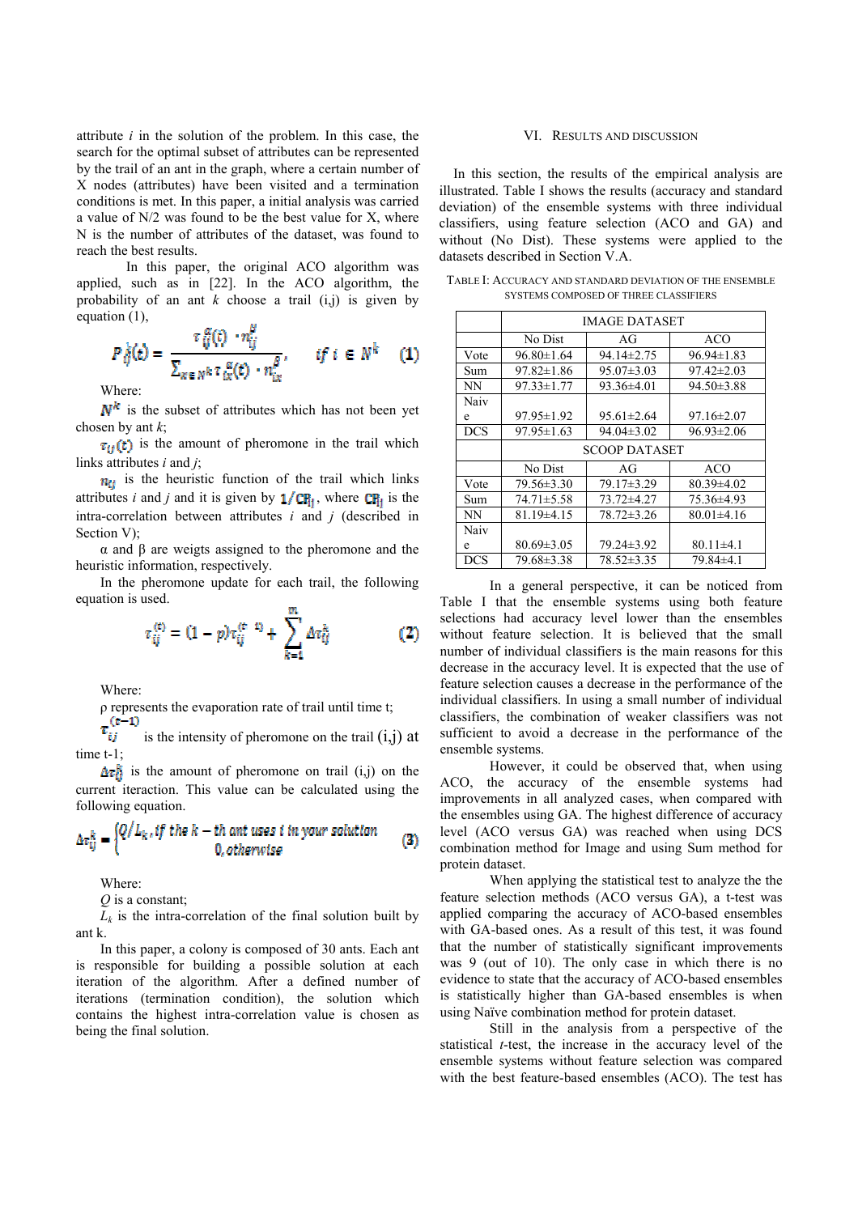attribute $i$ in the solution of the problem. In this case, the search for the optimal subset of attributes can be represented by the trail of an ant in the graph, where a certain number of X nodes (attributes) have been visited and a termination conditions is met. In this paper, a initial analysis was carried a value of N/2 was found to be the best value for X, where N is the number of attributes of the dataset, was found to reach the best results.

In this paper, the original ACO algorithm was applied, such as in [22]. In the ACO algorithm, the probability of an ant $k$ choose a trail (i,j) is given by equation (1),

$$P_{ij}^{k}(t) = \frac{\tau_{ij}^{\alpha}(t) \cdot n_{ij}^{\beta}}{\sum_{x \in N^k} \tau_{ix}^{\alpha}(t) \cdot n_{ix}^{\beta}}, \quad if\ i \in N^k \qquad (1)$$

Where:

$N^k$ is the subset of attributes which has not been yet chosen by ant $k$;

$\tau_{ij}(t)$ is the amount of pheromone in the trail which links attributes $i$ and $j$;

$n_{ij}$ is the heuristic function of the trail which links attributes $i$ and $j$ and it is given by $1/CR_{ij}$, where $CR_{ij}$ is the intra-correlation between attributes $i$ and $j$ (described in Section V);

α and β are weigts assigned to the pheromone and the heuristic information, respectively.

In the pheromone update for each trail, the following equation is used.

$$\tau_{ij}^{(t)} = (1 - p)\tau_{ij}^{(t-1)} + \sum_{k=1}^{m} \Delta\tau_{ij}^{k} \qquad (2)$$

Where:

ρ represents the evaporation rate of trail until time t;

$\tau_{ij}^{(t-1)}$ is the intensity of pheromone on the trail (i,j) at time t-1;

$\Delta\tau_{ij}^{k}$ is the amount of pheromone on trail (i,j) on the current iteraction. This value can be calculated using the following equation.

$$\Delta\tau_{ij}^{k} = \begin{cases} Q/L_k, & if\ the\ k-th\ ant\ uses\ i\ in\ your\ solution \\ 0, & otherwise \end{cases} \qquad (3)$$

Where:

$Q$ is a constant;

$L_k$ is the intra-correlation of the final solution built by ant k.

In this paper, a colony is composed of 30 ants. Each ant is responsible for building a possible solution at each iteration of the algorithm. After a defined number of iterations (termination condition), the solution which contains the highest intra-correlation value is chosen as being the final solution.

## VI. Results and Discussion

In this section, the results of the empirical analysis are illustrated. Table I shows the results (accuracy and standard deviation) of the ensemble systems with three individual classifiers, using feature selection (ACO and GA) and without (No Dist). These systems were applied to the datasets described in Section V.A.

TABLE I: Accuracy and standard deviation of the ensemble systems composed of three classifiers

| | IMAGE DATASET | | |
|---|---|---|---|
| | No Dist | AG | ACO |
| Vote | 96.80±1.64 | 94.14±2.75 | 96.94±1.83 |
| Sum | 97.82±1.86 | 95.07±3.03 | 97.42±2.03 |
| NN | 97.33±1.77 | 93.36±4.01 | 94.50±3.88 |
| Naive | 97.95±1.92 | 95.61±2.64 | 97.16±2.07 |
| DCS | 97.95±1.63 | 94.04±3.02 | 96.93±2.06 |
| | **SCOOP DATASET** | | |
| | No Dist | AG | ACO |
| Vote | 79.56±3.30 | 79.17±3.29 | 80.39±4.02 |
| Sum | 74.71±5.58 | 73.72±4.27 | 75.36±4.93 |
| NN | 81.19±4.15 | 78.72±3.26 | 80.01±4.16 |
| Naive | 80.69±3.05 | 79.24±3.92 | 80.11±4.1 |
| DCS | 79.68±3.38 | 78.52±3.35 | 79.84±4.1 |

In a general perspective, it can be noticed from Table I that the ensemble systems using both feature selections had accuracy level lower than the ensembles without feature selection. It is believed that the small number of individual classifiers is the main reasons for this decrease in the accuracy level. It is expected that the use of feature selection causes a decrease in the performance of the individual classifiers. In using a small number of individual classifiers, the combination of weaker classifiers was not sufficient to avoid a decrease in the performance of the ensemble systems.

However, it could be observed that, when using ACO, the accuracy of the ensemble systems had improvements in all analyzed cases, when compared with the ensembles using GA. The highest difference of accuracy level (ACO versus GA) was reached when using DCS combination method for Image and using Sum method for protein dataset.

When applying the statistical test to analyze the the feature selection methods (ACO versus GA), a t-test was applied comparing the accuracy of ACO-based ensembles with GA-based ones. As a result of this test, it was found that the number of statistically significant improvements was 9 (out of 10). The only case in which there is no evidence to state that the accuracy of ACO-based ensembles is statistically higher than GA-based ensembles is when using Naïve combination method for protein dataset.

Still in the analysis from a perspective of the statistical $t$-test, the increase in the accuracy level of the ensemble systems without feature selection was compared with the best feature-based ensembles (ACO). The test has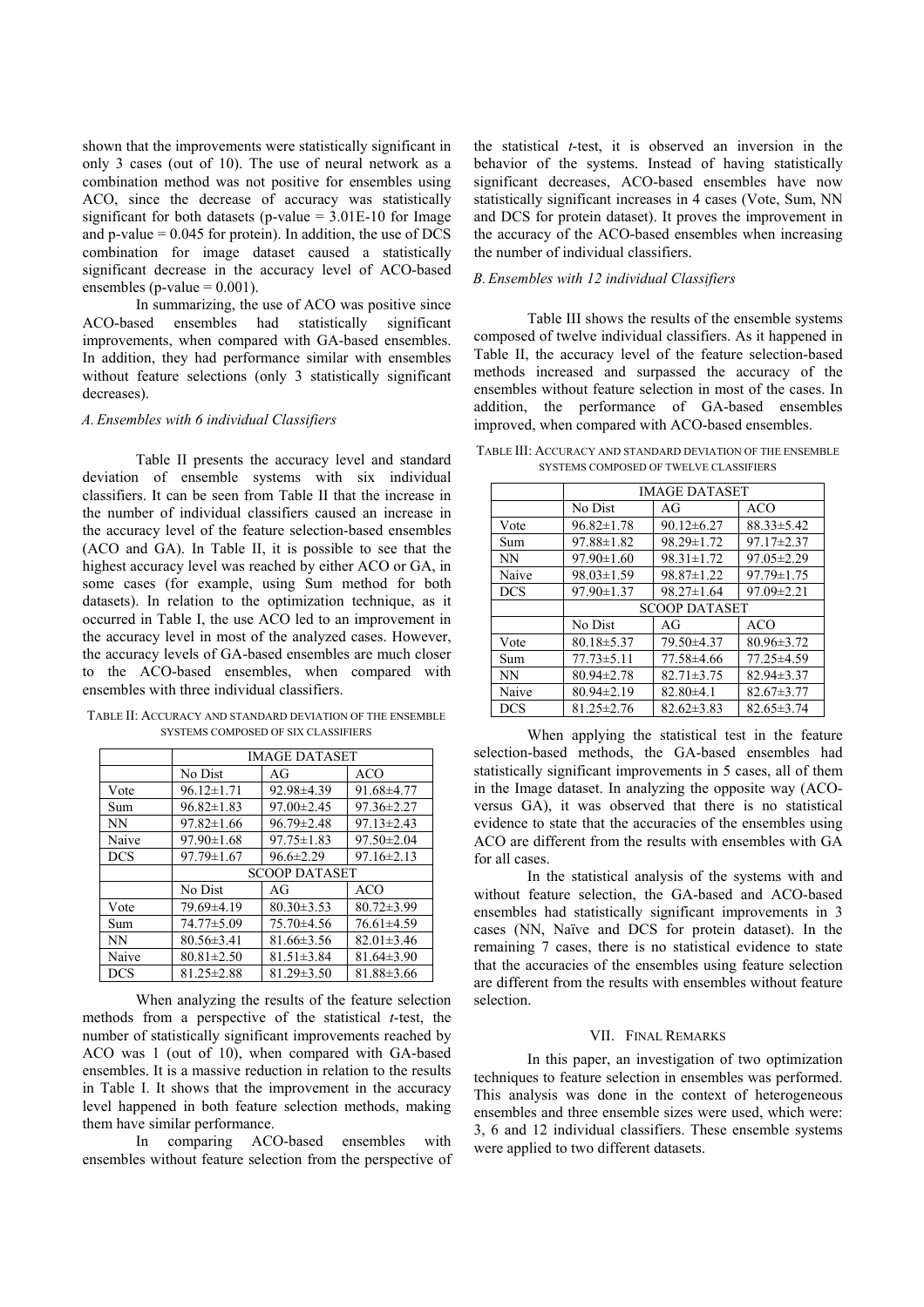shown that the improvements were statistically significant in only 3 cases (out of 10). The use of neural network as a combination method was not positive for ensembles using ACO, since the decrease of accuracy was statistically significant for both datasets (p-value = 3.01E-10 for Image and p-value = 0.045 for protein). In addition, the use of DCS combination for image dataset caused a statistically significant decrease in the accuracy level of ACO-based ensembles (p-value = 0.001).

In summarizing, the use of ACO was positive since ACO-based ensembles had statistically significant improvements, when compared with GA-based ensembles. In addition, they had performance similar with ensembles without feature selections (only 3 statistically significant decreases).

### *A. Ensembles with 6 individual Classifiers*

Table II presents the accuracy level and standard deviation of ensemble systems with six individual classifiers. It can be seen from Table II that the increase in the number of individual classifiers caused an increase in the accuracy level of the feature selection-based ensembles (ACO and GA). In Table II, it is possible to see that the highest accuracy level was reached by either ACO or GA, in some cases (for example, using Sum method for both datasets). In relation to the optimization technique, as it occurred in Table I, the use ACO led to an improvement in the accuracy level in most of the analyzed cases. However, the accuracy levels of GA-based ensembles are much closer to the ACO-based ensembles, when compared with ensembles with three individual classifiers.

TABLE II: ACCURACY AND STANDARD DEVIATION OF THE ENSEMBLE SYSTEMS COMPOSED OF SIX CLASSIFIERS

| | IMAGE DATASET | | |
|---|---|---|---|
| | No Dist | AG | ACO |
| Vote | 96.12±1.71 | 92.98±4.39 | 91.68±4.77 |
| Sum | 96.82±1.83 | 97.00±2.45 | 97.36±2.27 |
| NN | 97.82±1.66 | 96.79±2.48 | 97.13±2.43 |
| Naive | 97.90±1.68 | 97.75±1.83 | 97.50±2.04 |
| DCS | 97.79±1.67 | 96.6±2.29 | 97.16±2.13 |
| | SCOOP DATASET | | |
| | No Dist | AG | ACO |
| Vote | 79.69±4.19 | 80.30±3.53 | 80.72±3.99 |
| Sum | 74.77±5.09 | 75.70±4.56 | 76.61±4.59 |
| NN | 80.56±3.41 | 81.66±3.56 | 82.01±3.46 |
| Naive | 80.81±2.50 | 81.51±3.84 | 81.64±3.90 |
| DCS | 81.25±2.88 | 81.29±3.50 | 81.88±3.66 |

When analyzing the results of the feature selection methods from a perspective of the statistical *t*-test, the number of statistically significant improvements reached by ACO was 1 (out of 10), when compared with GA-based ensembles. It is a massive reduction in relation to the results in Table I. It shows that the improvement in the accuracy level happened in both feature selection methods, making them have similar performance.

In comparing ACO-based ensembles with ensembles without feature selection from the perspective of the statistical *t*-test, it is observed an inversion in the behavior of the systems. Instead of having statistically significant decreases, ACO-based ensembles have now statistically significant increases in 4 cases (Vote, Sum, NN and DCS for protein dataset). It proves the improvement in the accuracy of the ACO-based ensembles when increasing the number of individual classifiers.

### *B. Ensembles with 12 individual Classifiers*

Table III shows the results of the ensemble systems composed of twelve individual classifiers. As it happened in Table II, the accuracy level of the feature selection-based methods increased and surpassed the accuracy of the ensembles without feature selection in most of the cases. In addition, the performance of GA-based ensembles improved, when compared with ACO-based ensembles.

TABLE III: ACCURACY AND STANDARD DEVIATION OF THE ENSEMBLE SYSTEMS COMPOSED OF TWELVE CLASSIFIERS

| | IMAGE DATASET | | |
|---|---|---|---|
| | No Dist | AG | ACO |
| Vote | 96.82±1.78 | 90.12±6.27 | 88.33±5.42 |
| Sum | 97.88±1.82 | 98.29±1.72 | 97.17±2.37 |
| NN | 97.90±1.60 | 98.31±1.72 | 97.05±2.29 |
| Naive | 98.03±1.59 | 98.87±1.22 | 97.79±1.75 |
| DCS | 97.90±1.37 | 98.27±1.64 | 97.09±2.21 |
| | SCOOP DATASET | | |
| | No Dist | AG | ACO |
| Vote | 80.18±5.37 | 79.50±4.37 | 80.96±3.72 |
| Sum | 77.73±5.11 | 77.58±4.66 | 77.25±4.59 |
| NN | 80.94±2.78 | 82.71±3.75 | 82.94±3.37 |
| Naive | 80.94±2.19 | 82.80±4.1 | 82.67±3.77 |
| DCS | 81.25±2.76 | 82.62±3.83 | 82.65±3.74 |

When applying the statistical test in the feature selection-based methods, the GA-based ensembles had statistically significant improvements in 5 cases, all of them in the Image dataset. In analyzing the opposite way (ACO-versus GA), it was observed that there is no statistical evidence to state that the accuracies of the ensembles using ACO are different from the results with ensembles with GA for all cases.

In the statistical analysis of the systems with and without feature selection, the GA-based and ACO-based ensembles had statistically significant improvements in 3 cases (NN, Naïve and DCS for protein dataset). In the remaining 7 cases, there is no statistical evidence to state that the accuracies of the ensembles using feature selection are different from the results with ensembles without feature selection.

## VII. FINAL REMARKS

In this paper, an investigation of two optimization techniques to feature selection in ensembles was performed. This analysis was done in the context of heterogeneous ensembles and three ensemble sizes were used, which were: 3, 6 and 12 individual classifiers. These ensemble systems were applied to two different datasets.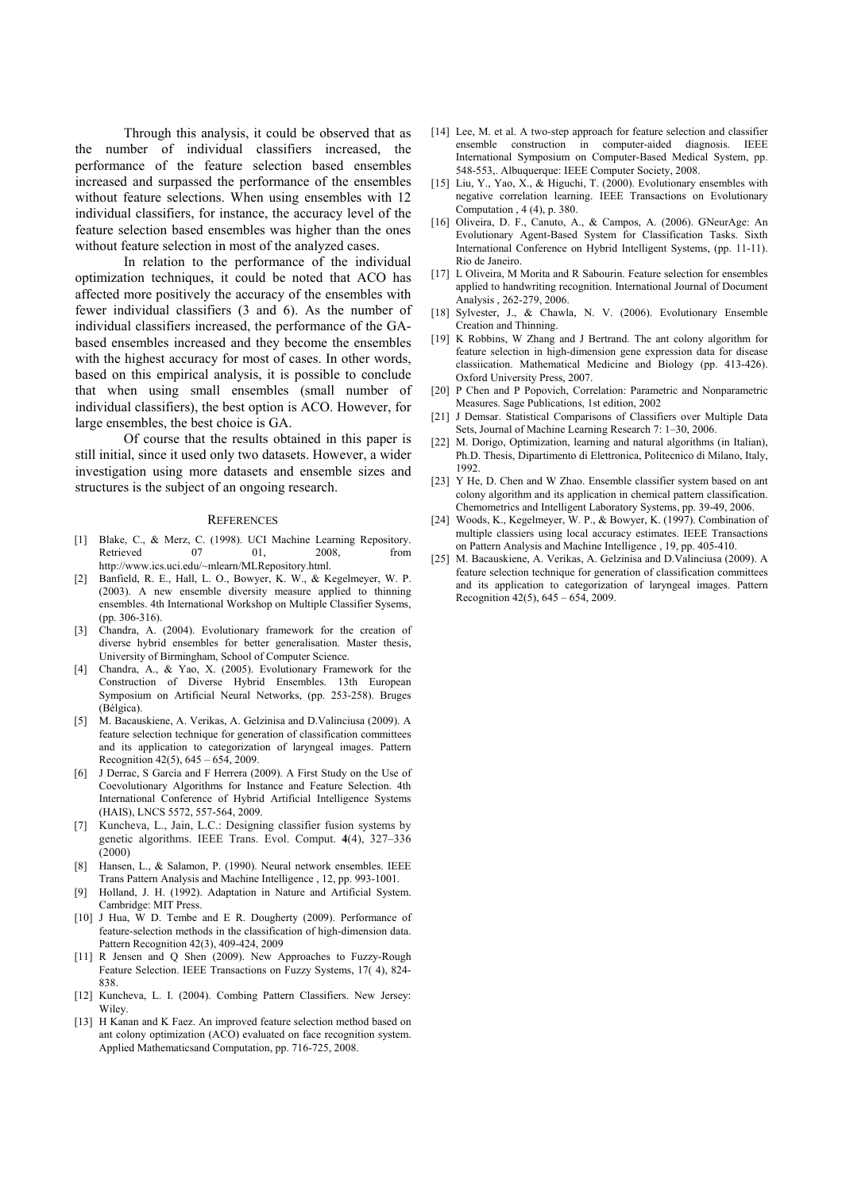Through this analysis, it could be observed that as the number of individual classifiers increased, the performance of the feature selection based ensembles increased and surpassed the performance of the ensembles without feature selections. When using ensembles with 12 individual classifiers, for instance, the accuracy level of the feature selection based ensembles was higher than the ones without feature selection in most of the analyzed cases.

In relation to the performance of the individual optimization techniques, it could be noted that ACO has affected more positively the accuracy of the ensembles with fewer individual classifiers (3 and 6). As the number of individual classifiers increased, the performance of the GA-based ensembles increased and they become the ensembles with the highest accuracy for most of cases. In other words, based on this empirical analysis, it is possible to conclude that when using small ensembles (small number of individual classifiers), the best option is ACO. However, for large ensembles, the best choice is GA.

Of course that the results obtained in this paper is still initial, since it used only two datasets. However, a wider investigation using more datasets and ensemble sizes and structures is the subject of an ongoing research.

## References

[1] Blake, C., & Merz, C. (1998). UCI Machine Learning Repository. Retrieved 07 01, 2008, from http://www.ics.uci.edu/~mlearn/MLRepository.html.

[2] Banfield, R. E., Hall, L. O., Bowyer, K. W., & Kegelmeyer, W. P. (2003). A new ensemble diversity measure applied to thinning ensembles. 4th International Workshop on Multiple Classifier Sysems, (pp. 306-316).

[3] Chandra, A. (2004). Evolutionary framework for the creation of diverse hybrid ensembles for better generalisation. Master thesis, University of Birmingham, School of Computer Science.

[4] Chandra, A., & Yao, X. (2005). Evolutionary Framework for the Construction of Diverse Hybrid Ensembles. 13th European Symposium on Artificial Neural Networks, (pp. 253-258). Bruges (Bélgica).

[5] M. Bacauskiene, A. Verikas, A. Gelzinisa and D.Valinciusa (2009). A feature selection technique for generation of classification committees and its application to categorization of laryngeal images. Pattern Recognition 42(5), 645 – 654, 2009.

[6] J Derrac, S García and F Herrera (2009). A First Study on the Use of Coevolutionary Algorithms for Instance and Feature Selection. 4th International Conference of Hybrid Artificial Intelligence Systems (HAIS), LNCS 5572, 557-564, 2009.

[7] Kuncheva, L., Jain, L.C.: Designing classifier fusion systems by genetic algorithms. IEEE Trans. Evol. Comput. **4**(4), 327–336 (2000)

[8] Hansen, L., & Salamon, P. (1990). Neural network ensembles. IEEE Trans Pattern Analysis and Machine Intelligence , 12, pp. 993-1001.

[9] Holland, J. H. (1992). Adaptation in Nature and Artificial System. Cambridge: MIT Press.

[10] J Hua, W D. Tembe and E R. Dougherty (2009). Performance of feature-selection methods in the classification of high-dimension data. Pattern Recognition 42(3), 409-424, 2009

[11] R Jensen and Q Shen (2009). New Approaches to Fuzzy-Rough Feature Selection. IEEE Transactions on Fuzzy Systems, 17( 4), 824-838.

[12] Kuncheva, L. I. (2004). Combing Pattern Classifiers. New Jersey: Wiley.

[13] H Kanan and K Faez. An improved feature selection method based on ant colony optimization (ACO) evaluated on face recognition system. Applied Mathematicsand Computation, pp. 716-725, 2008.

[14] Lee, M. et al. A two-step approach for feature selection and classifier ensemble construction in computer-aided diagnosis. IEEE International Symposium on Computer-Based Medical System, pp. 548-553,. Albuquerque: IEEE Computer Society, 2008.

[15] Liu, Y., Yao, X., & Higuchi, T. (2000). Evolutionary ensembles with negative correlation learning. IEEE Transactions on Evolutionary Computation , 4 (4), p. 380.

[16] Oliveira, D. F., Canuto, A., & Campos, A. (2006). GNeurAge: An Evolutionary Agent-Based System for Classification Tasks. Sixth International Conference on Hybrid Intelligent Systems, (pp. 11-11). Rio de Janeiro.

[17] L Oliveira, M Morita and R Sabourin. Feature selection for ensembles applied to handwriting recognition. International Journal of Document Analysis , 262-279, 2006.

[18] Sylvester, J., & Chawla, N. V. (2006). Evolutionary Ensemble Creation and Thinning.

[19] K Robbins, W Zhang and J Bertrand. The ant colony algorithm for feature selection in high-dimension gene expression data for disease classiication. Mathematical Medicine and Biology (pp. 413-426). Oxford University Press, 2007.

[20] P Chen and P Popovich, Correlation: Parametric and Nonparametric Measures. Sage Publications, 1st edition, 2002

[21] J Demsar. Statistical Comparisons of Classifiers over Multiple Data Sets, Journal of Machine Learning Research 7: 1–30, 2006.

[22] M. Dorigo, Optimization, learning and natural algorithms (in Italian), Ph.D. Thesis, Dipartimento di Elettronica, Politecnico di Milano, Italy, 1992.

[23] Y He, D. Chen and W Zhao. Ensemble classifier system based on ant colony algorithm and its application in chemical pattern classification. Chemometrics and Intelligent Laboratory Systems, pp. 39-49, 2006.

[24] Woods, K., Kegelmeyer, W. P., & Bowyer, K. (1997). Combination of multiple classiers using local accuracy estimates. IEEE Transactions on Pattern Analysis and Machine Intelligence , 19, pp. 405-410.

[25] M. Bacauskiene, A. Verikas, A. Gelzinisa and D.Valinciusa (2009). A feature selection technique for generation of classification committees and its application to categorization of laryngeal images. Pattern Recognition 42(5), 645 – 654, 2009.